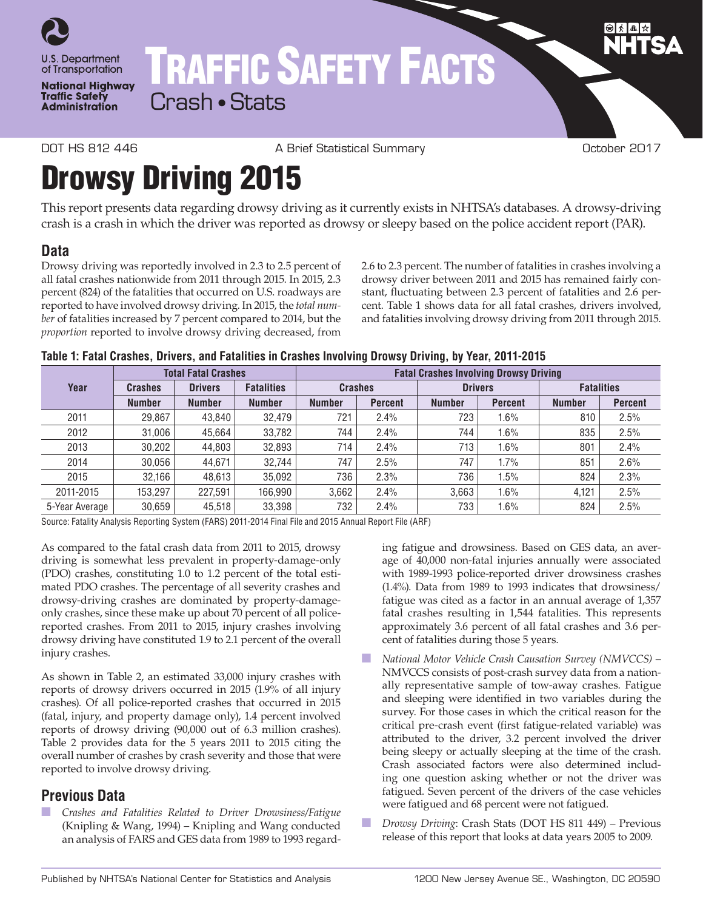U.S. Department of Transportation

National Highway Traffic Safety Administration

# TRAFFIC SAFETY FACTS

Crash • Stats

DOT HS 812 446 A Brief Statistical Summary October 2017

# Drowsy Driving 2015

This report presents data regarding drowsy driving as it currently exists in NHTSA's databases. A drowsy-driving crash is a crash in which the driver was reported as drowsy or sleepy based on the police accident report (PAR).

## Data

Drowsy driving was reportedly involved in 2.3 to 2.5 percent of all fatal crashes nationwide from 2011 through 2015. In 2015, 2.3 percent (824) of the fatalities that occurred on U.S. roadways are reported to have involved drowsy driving. In 2015, the *total number* of fatalities increased by 7 percent compared to 2014, but the *proportion* reported to involve drowsy driving decreased, from 2.6 to 2.3 percent. The number of fatalities in crashes involving a drowsy driver between 2011 and 2015 has remained fairly constant, fluctuating between 2.3 percent of fatalities and 2.6 percent. Table 1 shows data for all fatal crashes, drivers involved, and fatalities involving drowsy driving from 2011 through 2015.

**Table 1: Fatal Crashes, Drivers, and Fatalities in Crashes Involving Drowsy Driving, by Year, 2011-2015**

| Year | Total Fatal Crashes | | | Fatal Crashes Involving Drowsy Driving | | | | | |
|---|---|---|---|---|---|---|---|---|---|
| | Crashes | Drivers | Fatalities | Crashes | | Drivers | | Fatalities | |
| | Number | Number | Number | Number | Percent | Number | Percent | Number | Percent |
| 2011 | 29,867 | 43,840 | 32,479 | 721 | 2.4% | 723 | 1.6% | 810 | 2.5% |
| 2012 | 31,006 | 45,664 | 33,782 | 744 | 2.4% | 744 | 1.6% | 835 | 2.5% |
| 2013 | 30,202 | 44,803 | 32,893 | 714 | 2.4% | 713 | 1.6% | 801 | 2.4% |
| 2014 | 30,056 | 44,671 | 32,744 | 747 | 2.5% | 747 | 1.7% | 851 | 2.6% |
| 2015 | 32,166 | 48,613 | 35,092 | 736 | 2.3% | 736 | 1.5% | 824 | 2.3% |
| 2011-2015 | 153,297 | 227,591 | 166,990 | 3,662 | 2.4% | 3,663 | 1.6% | 4,121 | 2.5% |
| 5-Year Average | 30,659 | 45,518 | 33,398 | 732 | 2.4% | 733 | 1.6% | 824 | 2.5% |

Source: Fatality Analysis Reporting System (FARS) 2011-2014 Final File and 2015 Annual Report File (ARF)

As compared to the fatal crash data from 2011 to 2015, drowsy driving is somewhat less prevalent in property-damage-only (PDO) crashes, constituting 1.0 to 1.2 percent of the total estimated PDO crashes. The percentage of all severity crashes and drowsy-driving crashes are dominated by property-damage-only crashes, since these make up about 70 percent of all police-reported crashes. From 2011 to 2015, injury crashes involving drowsy driving have constituted 1.9 to 2.1 percent of the overall injury crashes.

As shown in Table 2, an estimated 33,000 injury crashes with reports of drowsy drivers occurred in 2015 (1.9% of all injury crashes). Of all police-reported crashes that occurred in 2015 (fatal, injury, and property damage only), 1.4 percent involved reports of drowsy driving (90,000 out of 6.3 million crashes). Table 2 provides data for the 5 years 2011 to 2015 citing the overall number of crashes by crash severity and those that were reported to involve drowsy driving.

## Previous Data

- *Crashes and Fatalities Related to Driver Drowsiness/Fatigue* (Knipling & Wang, 1994) – Knipling and Wang conducted an analysis of FARS and GES data from 1989 to 1993 regarding fatigue and drowsiness. Based on GES data, an average of 40,000 non-fatal injuries annually were associated with 1989-1993 police-reported driver drowsiness crashes (1.4%). Data from 1989 to 1993 indicates that drowsiness/fatigue was cited as a factor in an annual average of 1,357 fatal crashes resulting in 1,544 fatalities. This represents approximately 3.6 percent of all fatal crashes and 3.6 percent of fatalities during those 5 years.
- *National Motor Vehicle Crash Causation Survey (NMVCCS)* – NMVCCS consists of post-crash survey data from a nationally representative sample of tow-away crashes. Fatigue and sleeping were identified in two variables during the survey. For those cases in which the critical reason for the critical pre-crash event (first fatigue-related variable) was attributed to the driver, 3.2 percent involved the driver being sleepy or actually sleeping at the time of the crash. Crash associated factors were also determined including one question asking whether or not the driver was fatigued. Seven percent of the drivers of the case vehicles were fatigued and 68 percent were not fatigued.
- *Drowsy Driving*: Crash Stats (DOT HS 811 449) – Previous release of this report that looks at data years 2005 to 2009.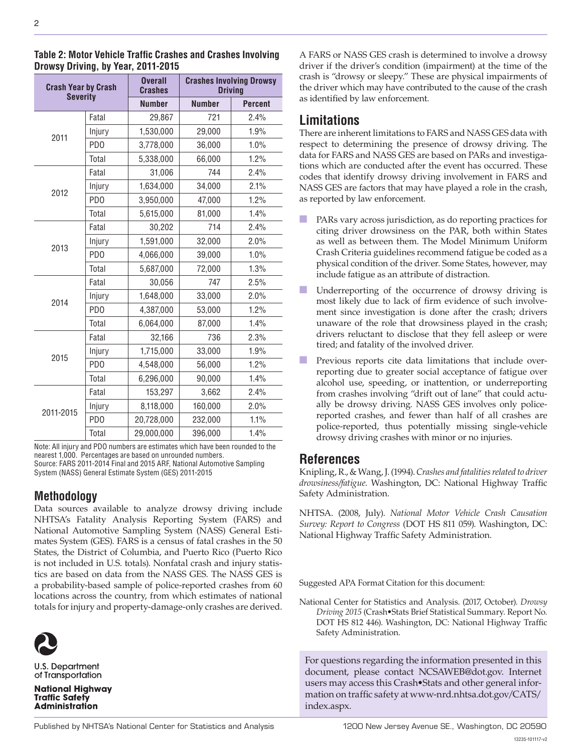**Table 2: Motor Vehicle Traffic Crashes and Crashes Involving Drowsy Driving, by Year, 2011-2015**

| Crash Year by Crash Severity | | Overall Crashes | Crashes Involving Drowsy Driving | |
|---|---|---|---|---|
| | | Number | Number | Percent |
| 2011 | Fatal | 29,867 | 721 | 2.4% |
| | Injury | 1,530,000 | 29,000 | 1.9% |
| | PDO | 3,778,000 | 36,000 | 1.0% |
| | Total | 5,338,000 | 66,000 | 1.2% |
| 2012 | Fatal | 31,006 | 744 | 2.4% |
| | Injury | 1,634,000 | 34,000 | 2.1% |
| | PDO | 3,950,000 | 47,000 | 1.2% |
| | Total | 5,615,000 | 81,000 | 1.4% |
| 2013 | Fatal | 30,202 | 714 | 2.4% |
| | Injury | 1,591,000 | 32,000 | 2.0% |
| | PDO | 4,066,000 | 39,000 | 1.0% |
| | Total | 5,687,000 | 72,000 | 1.3% |
| 2014 | Fatal | 30,056 | 747 | 2.5% |
| | Injury | 1,648,000 | 33,000 | 2.0% |
| | PDO | 4,387,000 | 53,000 | 1.2% |
| | Total | 6,064,000 | 87,000 | 1.4% |
| 2015 | Fatal | 32,166 | 736 | 2.3% |
| | Injury | 1,715,000 | 33,000 | 1.9% |
| | PDO | 4,548,000 | 56,000 | 1.2% |
| | Total | 6,296,000 | 90,000 | 1.4% |
| 2011-2015 | Fatal | 153,297 | 3,662 | 2.4% |
| | Injury | 8,118,000 | 160,000 | 2.0% |
| | PDO | 20,728,000 | 232,000 | 1.1% |
| | Total | 29,000,000 | 396,000 | 1.4% |

Note: All injury and PDO numbers are estimates which have been rounded to the nearest 1,000. Percentages are based on unrounded numbers.
Source: FARS 2011-2014 Final and 2015 ARF, National Automotive Sampling System (NASS) General Estimate System (GES) 2011-2015

## Methodology

Data sources available to analyze drowsy driving include NHTSA's Fatality Analysis Reporting System (FARS) and National Automotive Sampling System (NASS) General Estimates System (GES). FARS is a census of fatal crashes in the 50 States, the District of Columbia, and Puerto Rico (Puerto Rico is not included in U.S. totals). Nonfatal crash and injury statistics are based on data from the NASS GES. The NASS GES is a probability-based sample of police-reported crashes from 60 locations across the country, from which estimates of national totals for injury and property-damage-only crashes are derived.

A FARS or NASS GES crash is determined to involve a drowsy driver if the driver's condition (impairment) at the time of the crash is "drowsy or sleepy." These are physical impairments of the driver which may have contributed to the cause of the crash as identified by law enforcement.

## Limitations

There are inherent limitations to FARS and NASS GES data with respect to determining the presence of drowsy driving. The data for FARS and NASS GES are based on PARs and investigations which are conducted after the event has occurred. These codes that identify drowsy driving involvement in FARS and NASS GES are factors that may have played a role in the crash, as reported by law enforcement.

- PARs vary across jurisdiction, as do reporting practices for citing driver drowsiness on the PAR, both within States as well as between them. The Model Minimum Uniform Crash Criteria guidelines recommend fatigue be coded as a physical condition of the driver. Some States, however, may include fatigue as an attribute of distraction.
- Underreporting of the occurrence of drowsy driving is most likely due to lack of firm evidence of such involvement since investigation is done after the crash; drivers unaware of the role that drowsiness played in the crash; drivers reluctant to disclose that they fell asleep or were tired; and fatality of the involved driver.
- Previous reports cite data limitations that include overreporting due to greater social acceptance of fatigue over alcohol use, speeding, or inattention, or underreporting from crashes involving "drift out of lane" that could actually be drowsy driving. NASS GES involves only police-reported crashes, and fewer than half of all crashes are police-reported, thus potentially missing single-vehicle drowsy driving crashes with minor or no injuries.

## References

Knipling, R., & Wang, J. (1994). *Crashes and fatalities related to driver drowsiness/fatigue*. Washington, DC: National Highway Traffic Safety Administration.

NHTSA. (2008, July). *National Motor Vehicle Crash Causation Survey: Report to Congress* (DOT HS 811 059). Washington, DC: National Highway Traffic Safety Administration.

Suggested APA Format Citation for this document:

National Center for Statistics and Analysis. (2017, October). *Drowsy Driving 2015* (Crash•Stats Brief Statistical Summary. Report No. DOT HS 812 446). Washington, DC: National Highway Traffic Safety Administration.

For questions regarding the information presented in this document, please contact NCSAWEB@dot.gov. Internet users may access this Crash•Stats and other general information on traffic safety at www-nrd.nhtsa.dot.gov/CATS/index.aspx.

U.S. Department of Transportation

**National Highway Traffic Safety Administration**

Published by NHTSA's National Center for Statistics and Analysis

1200 New Jersey Avenue SE., Washington, DC 20590

13235-101117-v2